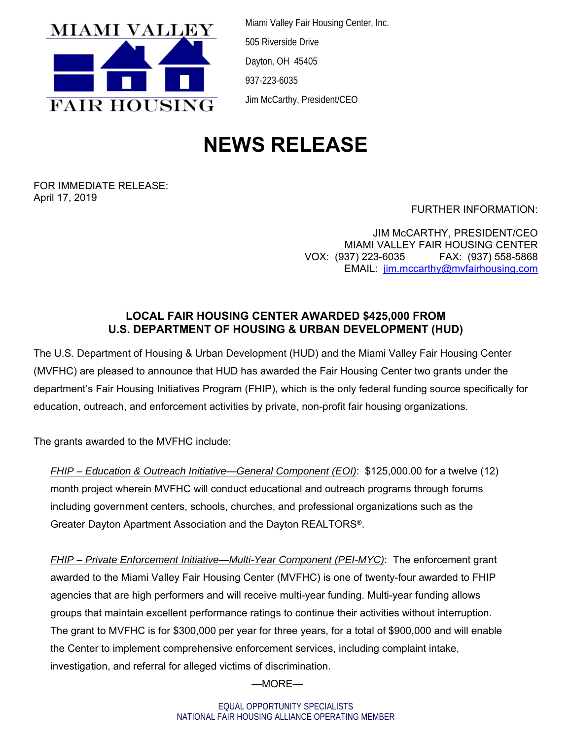MIAMI VALLEY

FAIR HOUSING

Miami Valley Fair Housing Center, Inc.
505 Riverside Drive
Dayton, OH 45405
937-223-6035
Jim McCarthy, President/CEO

# NEWS RELEASE

FOR IMMEDIATE RELEASE:
April 17, 2019

FURTHER INFORMATION:

JIM McCARTHY, PRESIDENT/CEO
MIAMI VALLEY FAIR HOUSING CENTER
VOX: (937) 223-6035 FAX: (937) 558-5868
EMAIL: jim.mccarthy@mvfairhousing.com

## LOCAL FAIR HOUSING CENTER AWARDED $425,000 FROM U.S. DEPARTMENT OF HOUSING & URBAN DEVELOPMENT (HUD)

The U.S. Department of Housing & Urban Development (HUD) and the Miami Valley Fair Housing Center (MVFHC) are pleased to announce that HUD has awarded the Fair Housing Center two grants under the department's Fair Housing Initiatives Program (FHIP), which is the only federal funding source specifically for education, outreach, and enforcement activities by private, non-profit fair housing organizations.

The grants awarded to the MVFHC include:

*FHIP – Education & Outreach Initiative—General Component (EOI)*: $125,000.00 for a twelve (12) month project wherein MVFHC will conduct educational and outreach programs through forums including government centers, schools, churches, and professional organizations such as the Greater Dayton Apartment Association and the Dayton REALTORS®.

*FHIP – Private Enforcement Initiative—Multi-Year Component (PEI-MYC)*: The enforcement grant awarded to the Miami Valley Fair Housing Center (MVFHC) is one of twenty-four awarded to FHIP agencies that are high performers and will receive multi-year funding. Multi-year funding allows groups that maintain excellent performance ratings to continue their activities without interruption. The grant to MVFHC is for $300,000 per year for three years, for a total of $900,000 and will enable the Center to implement comprehensive enforcement services, including complaint intake, investigation, and referral for alleged victims of discrimination.

—MORE—

EQUAL OPPORTUNITY SPECIALISTS
NATIONAL FAIR HOUSING ALLIANCE OPERATING MEMBER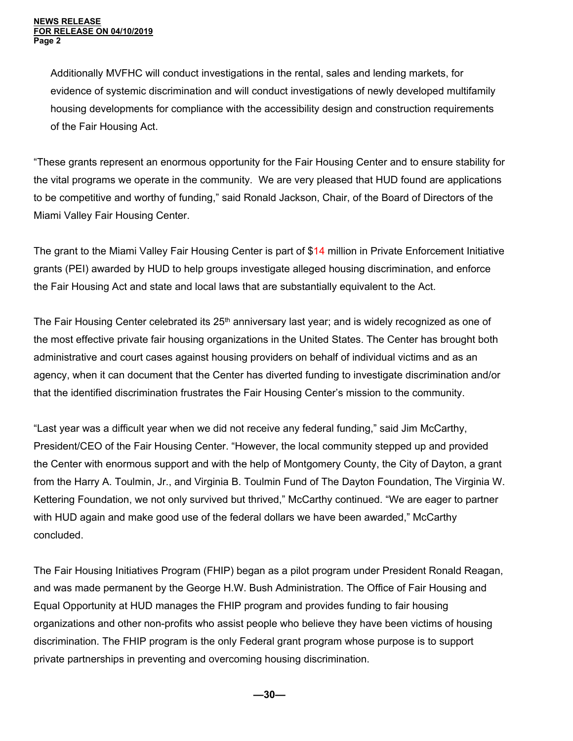Additionally MVFHC will conduct investigations in the rental, sales and lending markets, for evidence of systemic discrimination and will conduct investigations of newly developed multifamily housing developments for compliance with the accessibility design and construction requirements of the Fair Housing Act.

"These grants represent an enormous opportunity for the Fair Housing Center and to ensure stability for the vital programs we operate in the community. We are very pleased that HUD found are applications to be competitive and worthy of funding," said Ronald Jackson, Chair, of the Board of Directors of the Miami Valley Fair Housing Center.

The grant to the Miami Valley Fair Housing Center is part of $14 million in Private Enforcement Initiative grants (PEI) awarded by HUD to help groups investigate alleged housing discrimination, and enforce the Fair Housing Act and state and local laws that are substantially equivalent to the Act.

The Fair Housing Center celebrated its 25th anniversary last year; and is widely recognized as one of the most effective private fair housing organizations in the United States. The Center has brought both administrative and court cases against housing providers on behalf of individual victims and as an agency, when it can document that the Center has diverted funding to investigate discrimination and/or that the identified discrimination frustrates the Fair Housing Center's mission to the community.

"Last year was a difficult year when we did not receive any federal funding," said Jim McCarthy, President/CEO of the Fair Housing Center. "However, the local community stepped up and provided the Center with enormous support and with the help of Montgomery County, the City of Dayton, a grant from the Harry A. Toulmin, Jr., and Virginia B. Toulmin Fund of The Dayton Foundation, The Virginia W. Kettering Foundation, we not only survived but thrived," McCarthy continued. "We are eager to partner with HUD again and make good use of the federal dollars we have been awarded," McCarthy concluded.

The Fair Housing Initiatives Program (FHIP) began as a pilot program under President Ronald Reagan, and was made permanent by the George H.W. Bush Administration. The Office of Fair Housing and Equal Opportunity at HUD manages the FHIP program and provides funding to fair housing organizations and other non-profits who assist people who believe they have been victims of housing discrimination. The FHIP program is the only Federal grant program whose purpose is to support private partnerships in preventing and overcoming housing discrimination.

**—30—**